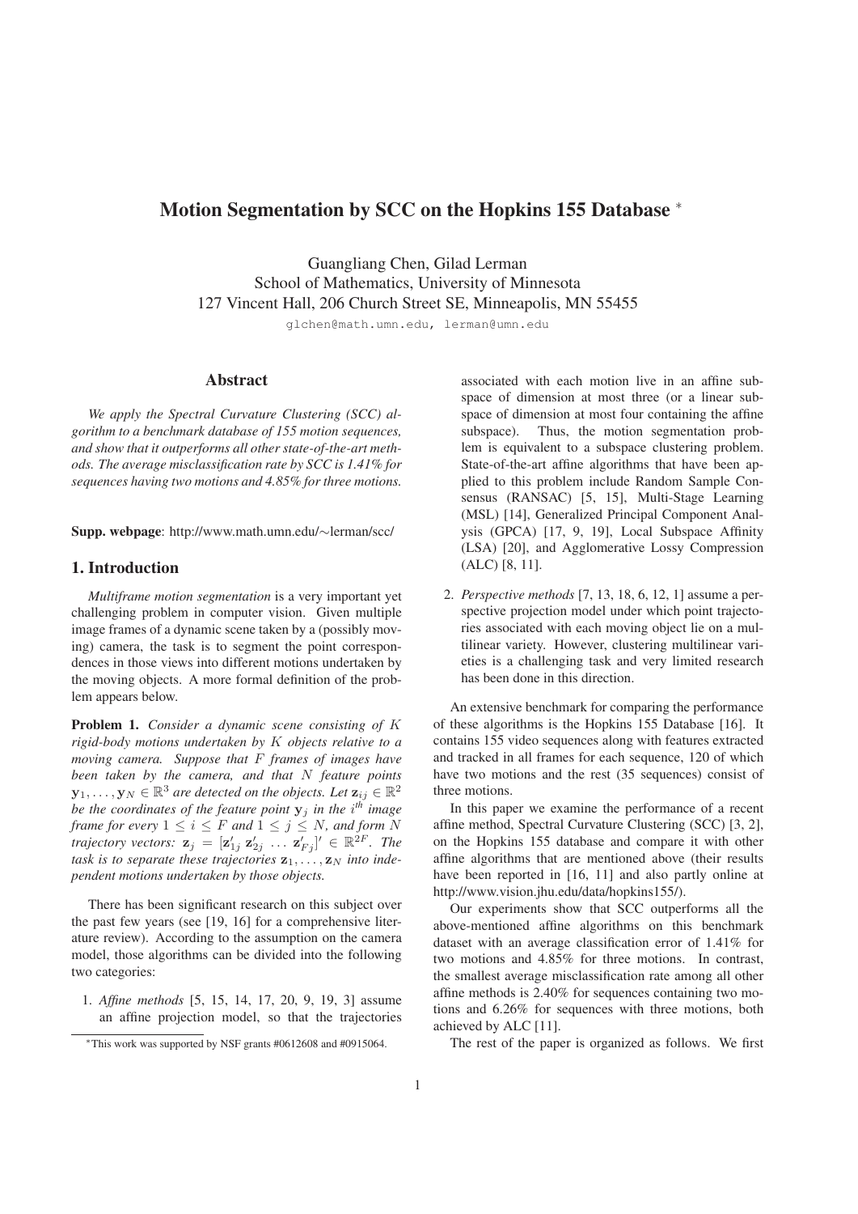# Motion Segmentation by SCC on the Hopkins 155 Database *

Guangliang Chen, Gilad Lerman
School of Mathematics, University of Minnesota
127 Vincent Hall, 206 Church Street SE, Minneapolis, MN 55455

glchen@math.umn.edu, lerman@umn.edu

## Abstract

*We apply the Spectral Curvature Clustering (SCC) algorithm to a benchmark database of 155 motion sequences, and show that it outperforms all other state-of-the-art methods. The average misclassification rate by SCC is 1.41% for sequences having two motions and 4.85% for three motions.*

**Supp. webpage**: http://www.math.umn.edu/∼lerman/scc/

## 1. Introduction

*Multiframe motion segmentation* is a very important yet challenging problem in computer vision. Given multiple image frames of a dynamic scene taken by a (possibly moving) camera, the task is to segment the point correspondences in those views into different motions undertaken by the moving objects. A more formal definition of the problem appears below.

**Problem 1.** *Consider a dynamic scene consisting of $K$ rigid-body motions undertaken by $K$ objects relative to a moving camera. Suppose that $F$ frames of images have been taken by the camera, and that $N$ feature points $\mathbf{y}_1, \ldots, \mathbf{y}_N \in \mathbb{R}^3$ are detected on the objects. Let $\mathbf{z}_{ij} \in \mathbb{R}^2$ be the coordinates of the feature point $\mathbf{y}_j$ in the $i^{th}$ image frame for every $1 \leq i \leq F$ and $1 \leq j \leq N$, and form $N$ trajectory vectors: $\mathbf{z}_j = [\mathbf{z}'_{1j}\ \mathbf{z}'_{2j}\ \ldots\ \mathbf{z}'_{Fj}]' \in \mathbb{R}^{2F}$. The task is to separate these trajectories $\mathbf{z}_1, \ldots, \mathbf{z}_N$ into independent motions undertaken by those objects.*

There has been significant research on this subject over the past few years (see [19, 16] for a comprehensive literature review). According to the assumption on the camera model, those algorithms can be divided into the following two categories:

1. *Affine methods* [5, 15, 14, 17, 20, 9, 19, 3] assume an affine projection model, so that the trajectories associated with each motion live in an affine subspace of dimension at most three (or a linear subspace of dimension at most four containing the affine subspace). Thus, the motion segmentation problem is equivalent to a subspace clustering problem. State-of-the-art affine algorithms that have been applied to this problem include Random Sample Consensus (RANSAC) [5, 15], Multi-Stage Learning (MSL) [14], Generalized Principal Component Analysis (GPCA) [17, 9, 19], Local Subspace Affinity (LSA) [20], and Agglomerative Lossy Compression (ALC) [8, 11].
2. *Perspective methods* [7, 13, 18, 6, 12, 1] assume a perspective projection model under which point trajectories associated with each moving object lie on a multilinear variety. However, clustering multilinear varieties is a challenging task and very limited research has been done in this direction.

An extensive benchmark for comparing the performance of these algorithms is the Hopkins 155 Database [16]. It contains 155 video sequences along with features extracted and tracked in all frames for each sequence, 120 of which have two motions and the rest (35 sequences) consist of three motions.

In this paper we examine the performance of a recent affine method, Spectral Curvature Clustering (SCC) [3, 2], on the Hopkins 155 database and compare it with other affine algorithms that are mentioned above (their results have been reported in [16, 11] and also partly online at http://www.vision.jhu.edu/data/hopkins155/).

Our experiments show that SCC outperforms all the above-mentioned affine algorithms on this benchmark dataset with an average classification error of 1.41% for two motions and 4.85% for three motions. In contrast, the smallest average misclassification rate among all other affine methods is 2.40% for sequences containing two motions and 6.26% for sequences with three motions, both achieved by ALC [11].

The rest of the paper is organized as follows. We first

*This work was supported by NSF grants #0612608 and #0915064.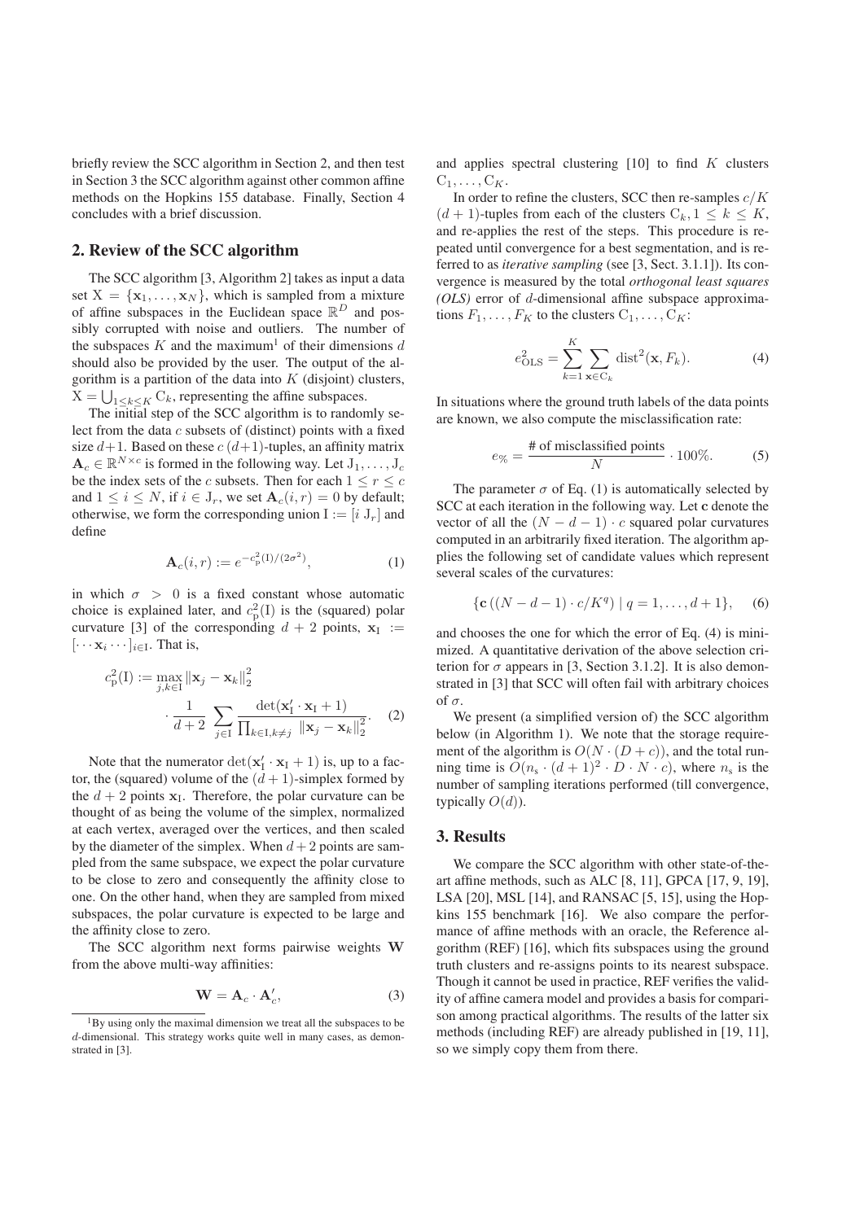briefly review the SCC algorithm in Section 2, and then test in Section 3 the SCC algorithm against other common affine methods on the Hopkins 155 database. Finally, Section 4 concludes with a brief discussion.

## 2. Review of the SCC algorithm

The SCC algorithm [3, Algorithm 2] takes as input a data set $\mathrm{X} = \{\mathbf{x}_1, \dots, \mathbf{x}_N\}$, which is sampled from a mixture of affine subspaces in the Euclidean space $\mathbb{R}^D$ and possibly corrupted with noise and outliers. The number of the subspaces $K$ and the maximum[1] of their dimensions $d$ should also be provided by the user. The output of the algorithm is a partition of the data into $K$ (disjoint) clusters, $\mathrm{X} = \bigcup_{1 \le k \le K} \mathrm{C}_k$, representing the affine subspaces.

The initial step of the SCC algorithm is to randomly select from the data $c$ subsets of (distinct) points with a fixed size $d+1$. Based on these $c$ $(d+1)$-tuples, an affinity matrix $\mathbf{A}_c \in \mathbb{R}^{N \times c}$ is formed in the following way. Let $\mathrm{J}_1, \dots, \mathrm{J}_c$ be the index sets of the $c$ subsets. Then for each $1 \le r \le c$ and $1 \le i \le N$, if $i \in \mathrm{J}_r$, we set $\mathbf{A}_c(i, r) = 0$ by default; otherwise, we form the corresponding union $\mathrm{I} := [i\ \mathrm{J}_r]$ and define

$$\mathbf{A}_c(i, r) := e^{-c_{\mathrm{p}}^2(\mathrm{I})/(2\sigma^2)}, \tag{1}$$

in which $\sigma > 0$ is a fixed constant whose automatic choice is explained later, and $c_{\mathrm{p}}^2(\mathrm{I})$ is the (squared) polar curvature [3] of the corresponding $d+2$ points, $\mathbf{x}_{\mathrm{I}} := [\cdots \mathbf{x}_i \cdots]_{i \in \mathrm{I}}$. That is,

$$c_{\mathrm{p}}^2(\mathrm{I}) := \max_{j,k \in \mathrm{I}} \|\mathbf{x}_j - \mathbf{x}_k\|_2^2 \cdot \frac{1}{d+2} \sum_{j \in \mathrm{I}} \frac{\det(\mathbf{x}_{\mathrm{I}}' \cdot \mathbf{x}_{\mathrm{I}} + 1)}{\prod_{k \in \mathrm{I}, k \ne j} \|\mathbf{x}_j - \mathbf{x}_k\|_2^2}. \tag{2}$$

Note that the numerator $\det(\mathbf{x}_{\mathrm{I}}' \cdot \mathbf{x}_{\mathrm{I}} + 1)$ is, up to a factor, the (squared) volume of the $(d+1)$-simplex formed by the $d+2$ points $\mathbf{x}_{\mathrm{I}}$. Therefore, the polar curvature can be thought of as being the volume of the simplex, normalized at each vertex, averaged over the vertices, and then scaled by the diameter of the simplex. When $d+2$ points are sampled from the same subspace, we expect the polar curvature to be close to zero and consequently the affinity close to one. On the other hand, when they are sampled from mixed subspaces, the polar curvature is expected to be large and the affinity close to zero.

The SCC algorithm next forms pairwise weights $\mathbf{W}$ from the above multi-way affinities:

$$\mathbf{W} = \mathbf{A}_c \cdot \mathbf{A}_c', \tag{3}$$

and applies spectral clustering [10] to find $K$ clusters $\mathrm{C}_1, \dots, \mathrm{C}_K$.

In order to refine the clusters, SCC then re-samples $c/K$ $(d+1)$-tuples from each of the clusters $\mathrm{C}_k, 1 \le k \le K$, and re-applies the rest of the steps. This procedure is repeated until convergence for a best segmentation, and is referred to as *iterative sampling* (see [3, Sect. 3.1.1]). Its convergence is measured by the total *orthogonal least squares (OLS)* error of $d$-dimensional affine subspace approximations $F_1, \dots, F_K$ to the clusters $\mathrm{C}_1, \dots, \mathrm{C}_K$:

$$e_{\mathrm{OLS}}^2 = \sum_{k=1}^{K} \sum_{\mathbf{x} \in \mathrm{C}_k} \mathrm{dist}^2(\mathbf{x}, F_k). \tag{4}$$

In situations where the ground truth labels of the data points are known, we also compute the misclassification rate:

$$e_{\%} = \frac{\text{\# of misclassified points}}{N} \cdot 100\%. \tag{5}$$

The parameter $\sigma$ of Eq. (1) is automatically selected by SCC at each iteration in the following way. Let $\mathbf{c}$ denote the vector of all the $(N-d-1) \cdot c$ squared polar curvatures computed in an arbitrarily fixed iteration. The algorithm applies the following set of candidate values which represent several scales of the curvatures:

$$\{\mathbf{c}\left((N-d-1) \cdot c/K^q\right) \mid q = 1, \dots, d+1\}, \tag{6}$$

and chooses the one for which the error of Eq. (4) is minimized. A quantitative derivation of the above selection criterion for $\sigma$ appears in [3, Section 3.1.2]. It is also demonstrated in [3] that SCC will often fail with arbitrary choices of $\sigma$.

We present (a simplified version of) the SCC algorithm below (in Algorithm 1). We note that the storage requirement of the algorithm is $O(N \cdot (D+c))$, and the total running time is $O(n_{\mathrm{s}} \cdot (d+1)^2 \cdot D \cdot N \cdot c)$, where $n_{\mathrm{s}}$ is the number of sampling iterations performed (till convergence, typically $O(d)$).

## 3. Results

We compare the SCC algorithm with other state-of-the-art affine methods, such as ALC [8, 11], GPCA [17, 9, 19], LSA [20], MSL [14], and RANSAC [5, 15], using the Hopkins 155 benchmark [16]. We also compare the performance of affine methods with an oracle, the Reference algorithm (REF) [16], which fits subspaces using the ground truth clusters and re-assigns points to its nearest subspace. Though it cannot be used in practice, REF verifies the validity of affine camera model and provides a basis for comparison among practical algorithms. The results of the latter six methods (including REF) are already published in [19, 11], so we simply copy them from there.

[1] By using only the maximal dimension we treat all the subspaces to be $d$-dimensional. This strategy works quite well in many cases, as demonstrated in [3].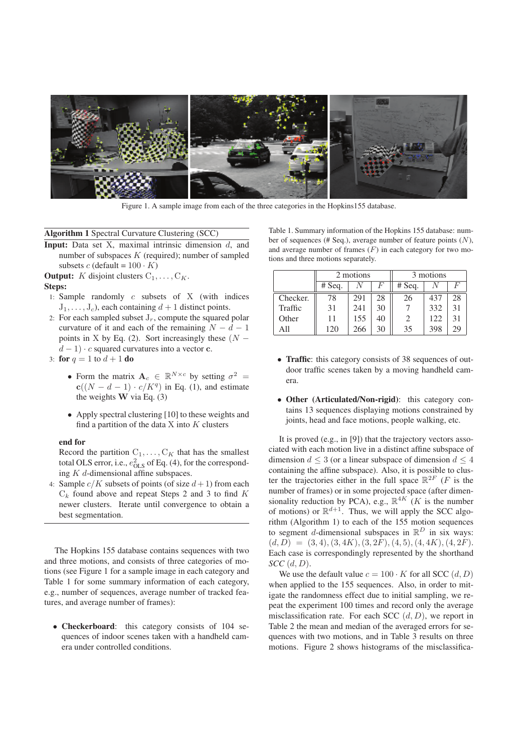Figure 1. A sample image from each of the three categories in the Hopkins155 database.

**Algorithm 1** Spectral Curvature Clustering (SCC)

**Input:** Data set X, maximal intrinsic dimension $d$, and number of subspaces $K$ (required); number of sampled subsets $c$ (default = $100 \cdot K$)

**Output:** $K$ disjoint clusters $\mathrm{C}_1, \ldots, \mathrm{C}_K$.

**Steps:**

1: Sample randomly $c$ subsets of X (with indices $\mathrm{J}_1, \ldots, \mathrm{J}_c$), each containing $d+1$ distinct points.

2: For each sampled subset $\mathrm{J}_r$, compute the squared polar curvature of it and each of the remaining $N-d-1$ points in X by Eq. (2). Sort increasingly these $(N-d-1) \cdot c$ squared curvatures into a vector $\mathbf{c}$.

3: **for** $q = 1$ to $d+1$ **do**

- Form the matrix $\mathbf{A}_c \in \mathbb{R}^{N \times c}$ by setting $\sigma^2 = \mathbf{c}((N-d-1) \cdot c/K^q)$ in Eq. (1), and estimate the weights $\mathbf{W}$ via Eq. (3)
- Apply spectral clustering [10] to these weights and find a partition of the data X into $K$ clusters

**end for**

Record the partition $\mathrm{C}_1, \ldots, \mathrm{C}_K$ that has the smallest total OLS error, i.e., $e^2_{\mathrm{OLS}}$ of Eq. (4), for the corresponding $K$ $d$-dimensional affine subspaces.

4: Sample $c/K$ subsets of points (of size $d+1$) from each $\mathrm{C}_k$ found above and repeat Steps 2 and 3 to find $K$ newer clusters. Iterate until convergence to obtain a best segmentation.

The Hopkins 155 database contains sequences with two and three motions, and consists of three categories of motions (see Figure 1 for a sample image in each category and Table 1 for some summary information of each category, e.g., number of sequences, average number of tracked features, and average number of frames):

- **Checkerboard**: this category consists of 104 sequences of indoor scenes taken with a handheld camera under controlled conditions.
- **Traffic**: this category consists of 38 sequences of outdoor traffic scenes taken by a moving handheld camera.
- **Other (Articulated/Non-rigid)**: this category contains 13 sequences displaying motions constrained by joints, head and face motions, people walking, etc.

Table 1. Summary information of the Hopkins 155 database: number of sequences (# Seq.), average number of feature points ($N$), and average number of frames ($F$) in each category for two motions and three motions separately.

| | 2 motions | | | 3 motions | | |
|---|---|---|---|---|---|---|
| | # Seq. | $N$ | $F$ | # Seq. | $N$ | $F$ |
| Checker. | 78 | 291 | 28 | 26 | 437 | 28 |
| Traffic | 31 | 241 | 30 | 7 | 332 | 31 |
| Other | 11 | 155 | 40 | 2 | 122 | 31 |
| All | 120 | 266 | 30 | 35 | 398 | 29 |

It is proved (e.g., in [9]) that the trajectory vectors associated with each motion live in a distinct affine subspace of dimension $d \leq 3$ (or a linear subspace of dimension $d \leq 4$ containing the affine subspace). Also, it is possible to cluster the trajectories either in the full space $\mathbb{R}^{2F}$ ($F$ is the number of frames) or in some projected space (after dimensionality reduction by PCA), e.g., $\mathbb{R}^{4K}$ ($K$ is the number of motions) or $\mathbb{R}^{d+1}$. Thus, we will apply the SCC algorithm (Algorithm 1) to each of the 155 motion sequences to segment $d$-dimensional subspaces in $\mathbb{R}^D$ in six ways: $(d, D) = (3, 4), (3, 4K), (3, 2F), (4, 5), (4, 4K), (4, 2F)$. Each case is correspondingly represented by the shorthand *SCC* $(d, D)$.

We use the default value $c = 100 \cdot K$ for all SCC $(d, D)$ when applied to the 155 sequences. Also, in order to mitigate the randomness effect due to initial sampling, we repeat the experiment 100 times and record only the average misclassification rate. For each SCC $(d, D)$, we report in Table 2 the mean and median of the averaged errors for sequences with two motions, and in Table 3 results on three motions. Figure 2 shows histograms of the misclassifica-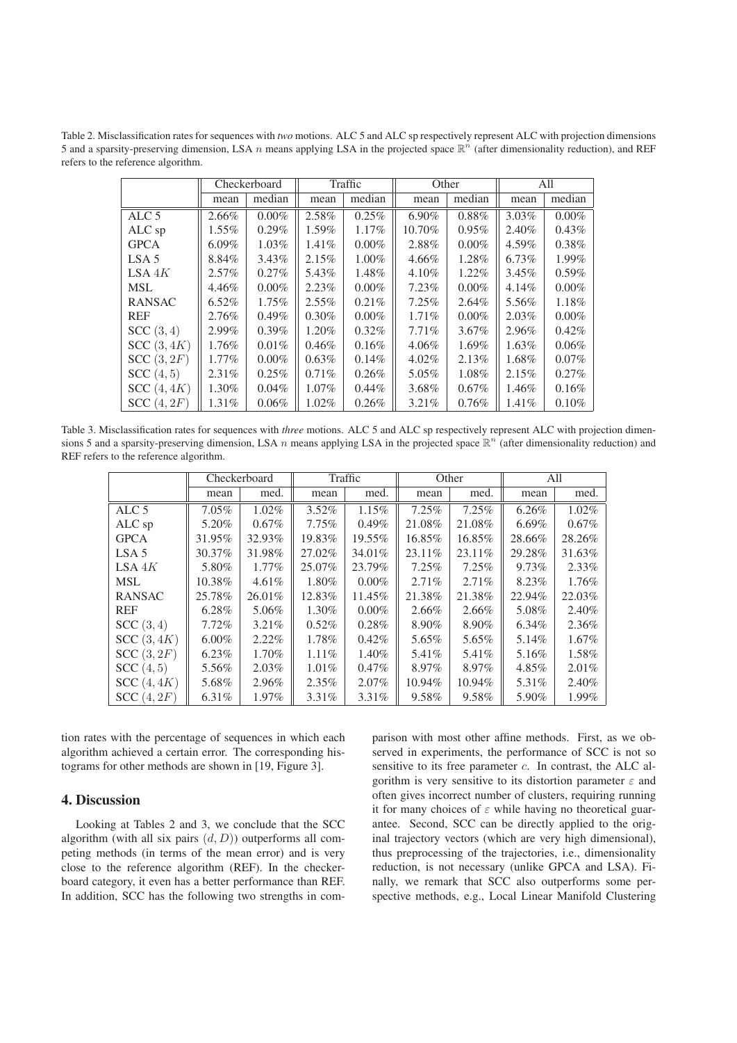Table 2. Misclassification rates for sequences with *two* motions. ALC 5 and ALC sp respectively represent ALC with projection dimensions 5 and a sparsity-preserving dimension, LSA $n$ means applying LSA in the projected space $\mathbb{R}^n$ (after dimensionality reduction), and REF refers to the reference algorithm.

| | Checkerboard | | Traffic | | Other | | All | |
|---|---|---|---|---|---|---|---|---|
| | mean | median | mean | median | mean | median | mean | median |
| ALC 5 | 2.66% | 0.00% | 2.58% | 0.25% | 6.90% | 0.88% | 3.03% | 0.00% |
| ALC sp | 1.55% | 0.29% | 1.59% | 1.17% | 10.70% | 0.95% | 2.40% | 0.43% |
| GPCA | 6.09% | 1.03% | 1.41% | 0.00% | 2.88% | 0.00% | 4.59% | 0.38% |
| LSA 5 | 8.84% | 3.43% | 2.15% | 1.00% | 4.66% | 1.28% | 6.73% | 1.99% |
| LSA $4K$ | 2.57% | 0.27% | 5.43% | 1.48% | 4.10% | 1.22% | 3.45% | 0.59% |
| MSL | 4.46% | 0.00% | 2.23% | 0.00% | 7.23% | 0.00% | 4.14% | 0.00% |
| RANSAC | 6.52% | 1.75% | 2.55% | 0.21% | 7.25% | 2.64% | 5.56% | 1.18% |
| REF | 2.76% | 0.49% | 0.30% | 0.00% | 1.71% | 0.00% | 2.03% | 0.00% |
| SCC $(3, 4)$ | 2.99% | 0.39% | 1.20% | 0.32% | 7.71% | 3.67% | 2.96% | 0.42% |
| SCC $(3, 4K)$ | 1.76% | 0.01% | 0.46% | 0.16% | 4.06% | 1.69% | 1.63% | 0.06% |
| SCC $(3, 2F)$ | 1.77% | 0.00% | 0.63% | 0.14% | 4.02% | 2.13% | 1.68% | 0.07% |
| SCC $(4, 5)$ | 2.31% | 0.25% | 0.71% | 0.26% | 5.05% | 1.08% | 2.15% | 0.27% |
| SCC $(4, 4K)$ | 1.30% | 0.04% | 1.07% | 0.44% | 3.68% | 0.67% | 1.46% | 0.16% |
| SCC $(4, 2F)$ | 1.31% | 0.06% | 1.02% | 0.26% | 3.21% | 0.76% | 1.41% | 0.10% |

Table 3. Misclassification rates for sequences with *three* motions. ALC 5 and ALC sp respectively represent ALC with projection dimensions 5 and a sparsity-preserving dimension, LSA $n$ means applying LSA in the projected space $\mathbb{R}^n$ (after dimensionality reduction) and REF refers to the reference algorithm.

| | Checkerboard | | Traffic | | Other | | All | |
|---|---|---|---|---|---|---|---|---|
| | mean | med. | mean | med. | mean | med. | mean | med. |
| ALC 5 | 7.05% | 1.02% | 3.52% | 1.15% | 7.25% | 7.25% | 6.26% | 1.02% |
| ALC sp | 5.20% | 0.67% | 7.75% | 0.49% | 21.08% | 21.08% | 6.69% | 0.67% |
| GPCA | 31.95% | 32.93% | 19.83% | 19.55% | 16.85% | 16.85% | 28.66% | 28.26% |
| LSA 5 | 30.37% | 31.98% | 27.02% | 34.01% | 23.11% | 23.11% | 29.28% | 31.63% |
| LSA $4K$ | 5.80% | 1.77% | 25.07% | 23.79% | 7.25% | 7.25% | 9.73% | 2.33% |
| MSL | 10.38% | 4.61% | 1.80% | 0.00% | 2.71% | 2.71% | 8.23% | 1.76% |
| RANSAC | 25.78% | 26.01% | 12.83% | 11.45% | 21.38% | 21.38% | 22.94% | 22.03% |
| REF | 6.28% | 5.06% | 1.30% | 0.00% | 2.66% | 2.66% | 5.08% | 2.40% |
| SCC $(3, 4)$ | 7.72% | 3.21% | 0.52% | 0.28% | 8.90% | 8.90% | 6.34% | 2.36% |
| SCC $(3, 4K)$ | 6.00% | 2.22% | 1.78% | 0.42% | 5.65% | 5.65% | 5.14% | 1.67% |
| SCC $(3, 2F)$ | 6.23% | 1.70% | 1.11% | 1.40% | 5.41% | 5.41% | 5.16% | 1.58% |
| SCC $(4, 5)$ | 5.56% | 2.03% | 1.01% | 0.47% | 8.97% | 8.97% | 4.85% | 2.01% |
| SCC $(4, 4K)$ | 5.68% | 2.96% | 2.35% | 2.07% | 10.94% | 10.94% | 5.31% | 2.40% |
| SCC $(4, 2F)$ | 6.31% | 1.97% | 3.31% | 3.31% | 9.58% | 9.58% | 5.90% | 1.99% |

tion rates with the percentage of sequences in which each algorithm achieved a certain error. The corresponding histograms for other methods are shown in [19, Figure 3].

## 4. Discussion

Looking at Tables 2 and 3, we conclude that the SCC algorithm (with all six pairs $(d, D)$) outperforms all competing methods (in terms of the mean error) and is very close to the reference algorithm (REF). In the checkerboard category, it even has a better performance than REF. In addition, SCC has the following two strengths in comparison with most other affine methods. First, as we observed in experiments, the performance of SCC is not so sensitive to its free parameter $c$. In contrast, the ALC algorithm is very sensitive to its distortion parameter $\varepsilon$ and often gives incorrect number of clusters, requiring running it for many choices of $\varepsilon$ while having no theoretical guarantee. Second, SCC can be directly applied to the original trajectory vectors (which are very high dimensional), thus preprocessing of the trajectories, i.e., dimensionality reduction, is not necessary (unlike GPCA and LSA). Finally, we remark that SCC also outperforms some perspective methods, e.g., Local Linear Manifold Clustering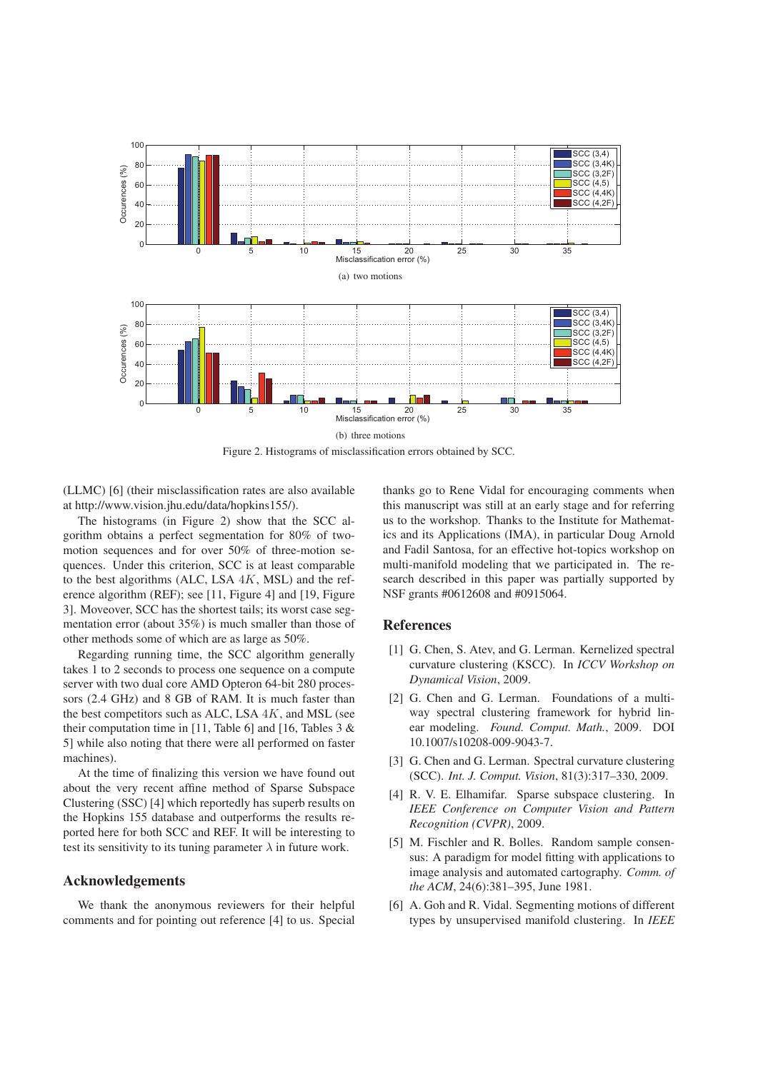(a) two motions

(b) three motions

Figure 2. Histograms of misclassification errors obtained by SCC.

(LLMC) [6] (their misclassification rates are also available at http://www.vision.jhu.edu/data/hopkins155/).

The histograms (in Figure 2) show that the SCC algorithm obtains a perfect segmentation for 80% of two-motion sequences and for over 50% of three-motion sequences. Under this criterion, SCC is at least comparable to the best algorithms (ALC, LSA $4K$, MSL) and the reference algorithm (REF); see [11, Figure 4] and [19, Figure 3]. Moveover, SCC has the shortest tails; its worst case segmentation error (about 35%) is much smaller than those of other methods some of which are as large as 50%.

Regarding running time, the SCC algorithm generally takes 1 to 2 seconds to process one sequence on a compute server with two dual core AMD Opteron 64-bit 280 processors (2.4 GHz) and 8 GB of RAM. It is much faster than the best competitors such as ALC, LSA $4K$, and MSL (see their computation time in [11, Table 6] and [16, Tables 3 & 5] while also noting that there were all performed on faster machines).

At the time of finalizing this version we have found out about the very recent affine method of Sparse Subspace Clustering (SSC) [4] which reportedly has superb results on the Hopkins 155 database and outperforms the results reported here for both SCC and REF. It will be interesting to test its sensitivity to its tuning parameter $\lambda$ in future work.

## Acknowledgements

We thank the anonymous reviewers for their helpful comments and for pointing out reference [4] to us. Special thanks go to Rene Vidal for encouraging comments when this manuscript was still at an early stage and for referring us to the workshop. Thanks to the Institute for Mathematics and its Applications (IMA), in particular Doug Arnold and Fadil Santosa, for an effective hot-topics workshop on multi-manifold modeling that we participated in. The research described in this paper was partially supported by NSF grants #0612608 and #0915064.

## References

[1] G. Chen, S. Atev, and G. Lerman. Kernelized spectral curvature clustering (KSCC). In *ICCV Workshop on Dynamical Vision*, 2009.

[2] G. Chen and G. Lerman. Foundations of a multi-way spectral clustering framework for hybrid linear modeling. *Found. Comput. Math.*, 2009. DOI 10.1007/s10208-009-9043-7.

[3] G. Chen and G. Lerman. Spectral curvature clustering (SCC). *Int. J. Comput. Vision*, 81(3):317–330, 2009.

[4] R. V. E. Elhamifar. Sparse subspace clustering. In *IEEE Conference on Computer Vision and Pattern Recognition (CVPR)*, 2009.

[5] M. Fischler and R. Bolles. Random sample consensus: A paradigm for model fitting with applications to image analysis and automated cartography. *Comm. of the ACM*, 24(6):381–395, June 1981.

[6] A. Goh and R. Vidal. Segmenting motions of different types by unsupervised manifold clustering. In *IEEE*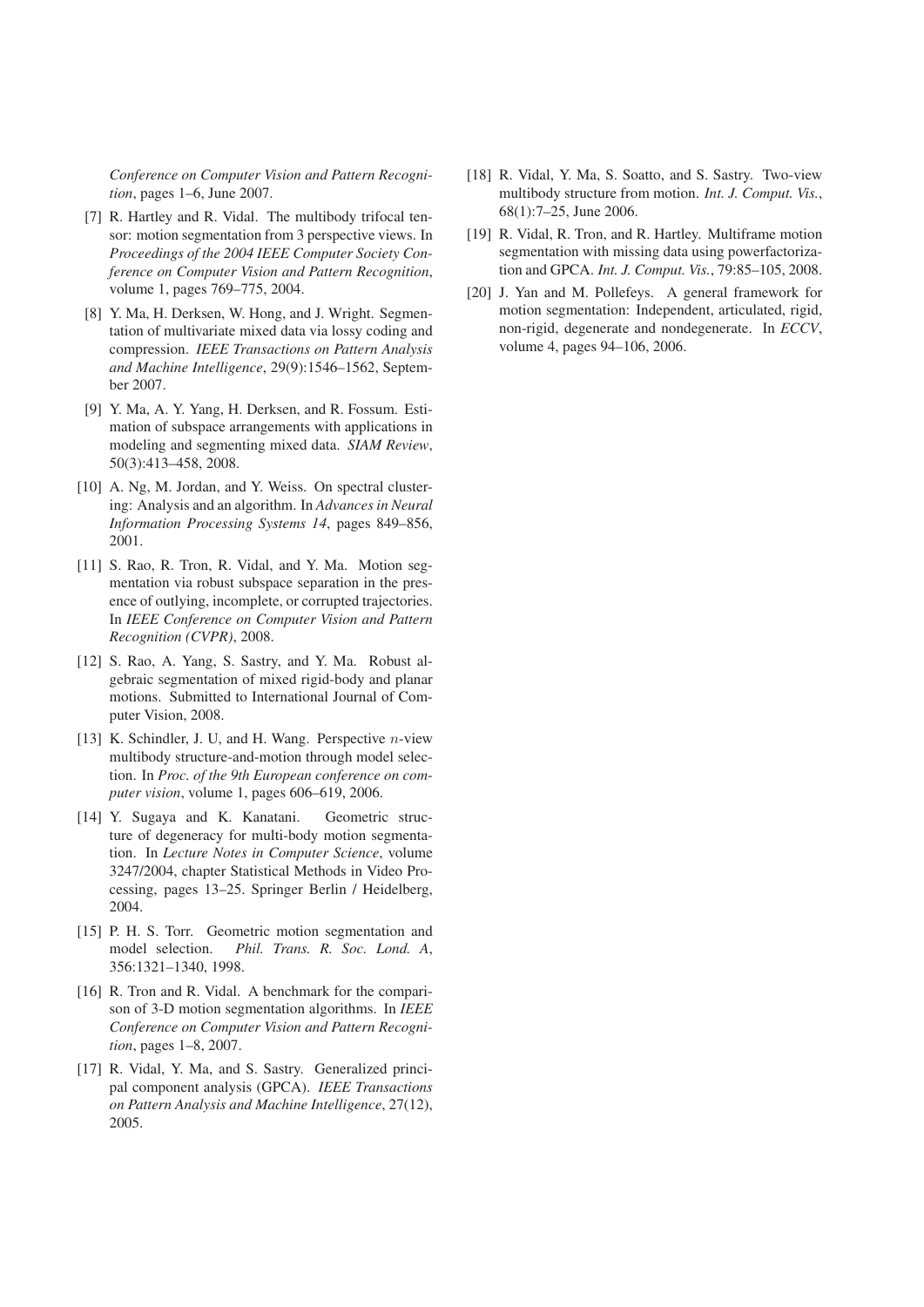*Conference on Computer Vision and Pattern Recognition*, pages 1–6, June 2007.

[7] R. Hartley and R. Vidal. The multibody trifocal tensor: motion segmentation from 3 perspective views. In *Proceedings of the 2004 IEEE Computer Society Conference on Computer Vision and Pattern Recognition*, volume 1, pages 769–775, 2004.

[8] Y. Ma, H. Derksen, W. Hong, and J. Wright. Segmentation of multivariate mixed data via lossy coding and compression. *IEEE Transactions on Pattern Analysis and Machine Intelligence*, 29(9):1546–1562, September 2007.

[9] Y. Ma, A. Y. Yang, H. Derksen, and R. Fossum. Estimation of subspace arrangements with applications in modeling and segmenting mixed data. *SIAM Review*, 50(3):413–458, 2008.

[10] A. Ng, M. Jordan, and Y. Weiss. On spectral clustering: Analysis and an algorithm. In *Advances in Neural Information Processing Systems 14*, pages 849–856, 2001.

[11] S. Rao, R. Tron, R. Vidal, and Y. Ma. Motion segmentation via robust subspace separation in the presence of outlying, incomplete, or corrupted trajectories. In *IEEE Conference on Computer Vision and Pattern Recognition (CVPR)*, 2008.

[12] S. Rao, A. Yang, S. Sastry, and Y. Ma. Robust algebraic segmentation of mixed rigid-body and planar motions. Submitted to International Journal of Computer Vision, 2008.

[13] K. Schindler, J. U, and H. Wang. Perspective $n$-view multibody structure-and-motion through model selection. In *Proc. of the 9th European conference on computer vision*, volume 1, pages 606–619, 2006.

[14] Y. Sugaya and K. Kanatani. Geometric structure of degeneracy for multi-body motion segmentation. In *Lecture Notes in Computer Science*, volume 3247/2004, chapter Statistical Methods in Video Processing, pages 13–25. Springer Berlin / Heidelberg, 2004.

[15] P. H. S. Torr. Geometric motion segmentation and model selection. *Phil. Trans. R. Soc. Lond. A*, 356:1321–1340, 1998.

[16] R. Tron and R. Vidal. A benchmark for the comparison of 3-D motion segmentation algorithms. In *IEEE Conference on Computer Vision and Pattern Recognition*, pages 1–8, 2007.

[17] R. Vidal, Y. Ma, and S. Sastry. Generalized principal component analysis (GPCA). *IEEE Transactions on Pattern Analysis and Machine Intelligence*, 27(12), 2005.

[18] R. Vidal, Y. Ma, S. Soatto, and S. Sastry. Two-view multibody structure from motion. *Int. J. Comput. Vis.*, 68(1):7–25, June 2006.

[19] R. Vidal, R. Tron, and R. Hartley. Multiframe motion segmentation with missing data using powerfactorization and GPCA. *Int. J. Comput. Vis.*, 79:85–105, 2008.

[20] J. Yan and M. Pollefeys. A general framework for motion segmentation: Independent, articulated, rigid, non-rigid, degenerate and nondegenerate. In *ECCV*, volume 4, pages 94–106, 2006.